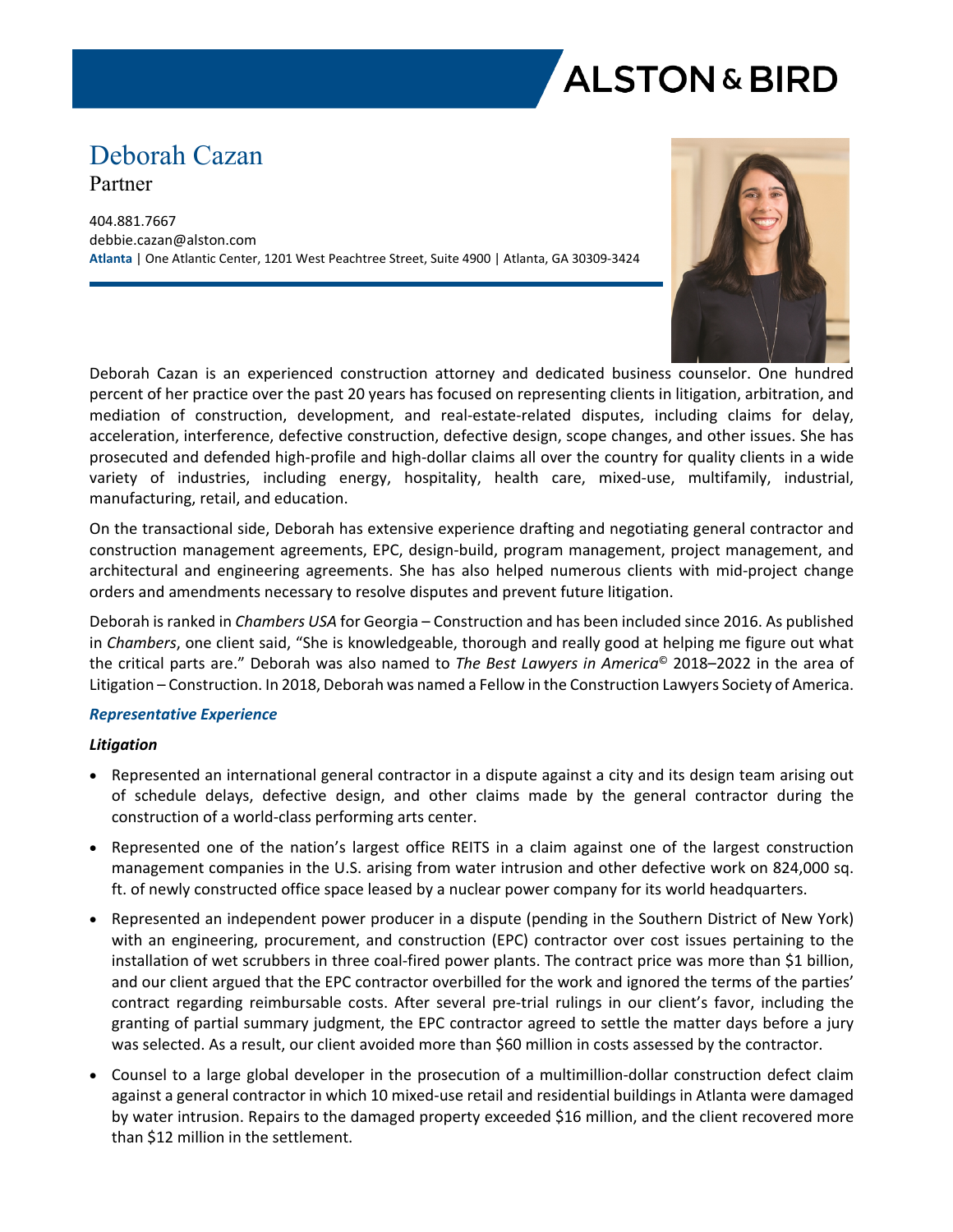# Deborah Cazan

Partner

404.881.7667
debbie.cazan@alston.com
**Atlanta** | One Atlantic Center, 1201 West Peachtree Street, Suite 4900 | Atlanta, GA 30309-3424

Deborah Cazan is an experienced construction attorney and dedicated business counselor. One hundred percent of her practice over the past 20 years has focused on representing clients in litigation, arbitration, and mediation of construction, development, and real-estate-related disputes, including claims for delay, acceleration, interference, defective construction, defective design, scope changes, and other issues. She has prosecuted and defended high-profile and high-dollar claims all over the country for quality clients in a wide variety of industries, including energy, hospitality, health care, mixed-use, multifamily, industrial, manufacturing, retail, and education.

On the transactional side, Deborah has extensive experience drafting and negotiating general contractor and construction management agreements, EPC, design-build, program management, project management, and architectural and engineering agreements. She has also helped numerous clients with mid-project change orders and amendments necessary to resolve disputes and prevent future litigation.

Deborah is ranked in *Chambers USA* for Georgia – Construction and has been included since 2016. As published in *Chambers*, one client said, "She is knowledgeable, thorough and really good at helping me figure out what the critical parts are." Deborah was also named to *The Best Lawyers in America*© 2018–2022 in the area of Litigation – Construction. In 2018, Deborah was named a Fellow in the Construction Lawyers Society of America.

## *Representative Experience*

### *Litigation*

- Represented an international general contractor in a dispute against a city and its design team arising out of schedule delays, defective design, and other claims made by the general contractor during the construction of a world-class performing arts center.
- Represented one of the nation's largest office REITS in a claim against one of the largest construction management companies in the U.S. arising from water intrusion and other defective work on 824,000 sq. ft. of newly constructed office space leased by a nuclear power company for its world headquarters.
- Represented an independent power producer in a dispute (pending in the Southern District of New York) with an engineering, procurement, and construction (EPC) contractor over cost issues pertaining to the installation of wet scrubbers in three coal-fired power plants. The contract price was more than $1 billion, and our client argued that the EPC contractor overbilled for the work and ignored the terms of the parties' contract regarding reimbursable costs. After several pre-trial rulings in our client's favor, including the granting of partial summary judgment, the EPC contractor agreed to settle the matter days before a jury was selected. As a result, our client avoided more than $60 million in costs assessed by the contractor.
- Counsel to a large global developer in the prosecution of a multimillion-dollar construction defect claim against a general contractor in which 10 mixed-use retail and residential buildings in Atlanta were damaged by water intrusion. Repairs to the damaged property exceeded $16 million, and the client recovered more than $12 million in the settlement.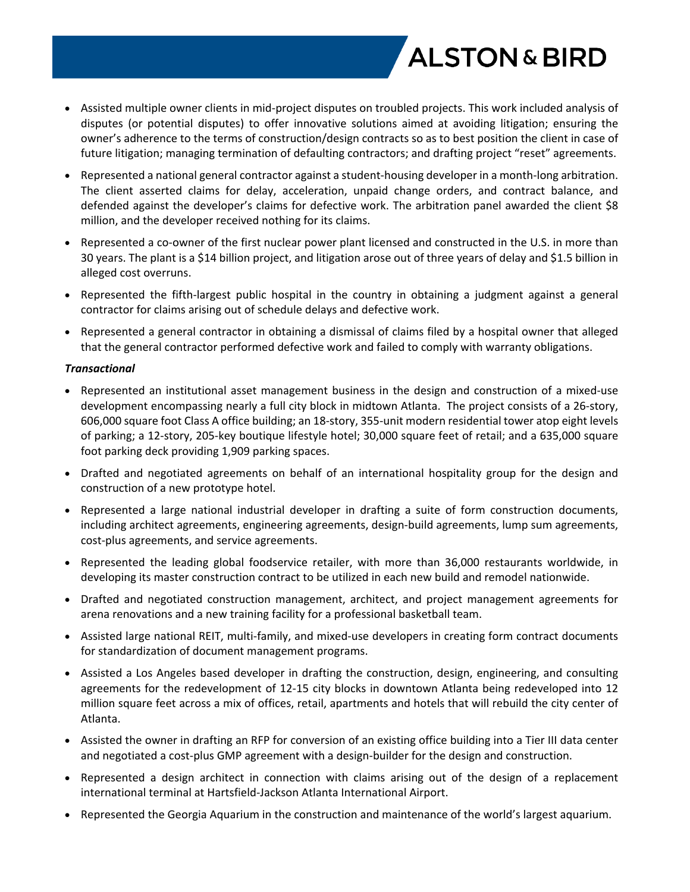- Assisted multiple owner clients in mid-project disputes on troubled projects. This work included analysis of disputes (or potential disputes) to offer innovative solutions aimed at avoiding litigation; ensuring the owner's adherence to the terms of construction/design contracts so as to best position the client in case of future litigation; managing termination of defaulting contractors; and drafting project "reset" agreements.
- Represented a national general contractor against a student-housing developer in a month-long arbitration. The client asserted claims for delay, acceleration, unpaid change orders, and contract balance, and defended against the developer's claims for defective work. The arbitration panel awarded the client $8 million, and the developer received nothing for its claims.
- Represented a co-owner of the first nuclear power plant licensed and constructed in the U.S. in more than 30 years. The plant is a $14 billion project, and litigation arose out of three years of delay and $1.5 billion in alleged cost overruns.
- Represented the fifth-largest public hospital in the country in obtaining a judgment against a general contractor for claims arising out of schedule delays and defective work.
- Represented a general contractor in obtaining a dismissal of claims filed by a hospital owner that alleged that the general contractor performed defective work and failed to comply with warranty obligations.

***Transactional***

- Represented an institutional asset management business in the design and construction of a mixed-use development encompassing nearly a full city block in midtown Atlanta. The project consists of a 26-story, 606,000 square foot Class A office building; an 18-story, 355-unit modern residential tower atop eight levels of parking; a 12-story, 205-key boutique lifestyle hotel; 30,000 square feet of retail; and a 635,000 square foot parking deck providing 1,909 parking spaces.
- Drafted and negotiated agreements on behalf of an international hospitality group for the design and construction of a new prototype hotel.
- Represented a large national industrial developer in drafting a suite of form construction documents, including architect agreements, engineering agreements, design-build agreements, lump sum agreements, cost-plus agreements, and service agreements.
- Represented the leading global foodservice retailer, with more than 36,000 restaurants worldwide, in developing its master construction contract to be utilized in each new build and remodel nationwide.
- Drafted and negotiated construction management, architect, and project management agreements for arena renovations and a new training facility for a professional basketball team.
- Assisted large national REIT, multi-family, and mixed-use developers in creating form contract documents for standardization of document management programs.
- Assisted a Los Angeles based developer in drafting the construction, design, engineering, and consulting agreements for the redevelopment of 12-15 city blocks in downtown Atlanta being redeveloped into 12 million square feet across a mix of offices, retail, apartments and hotels that will rebuild the city center of Atlanta.
- Assisted the owner in drafting an RFP for conversion of an existing office building into a Tier III data center and negotiated a cost-plus GMP agreement with a design-builder for the design and construction.
- Represented a design architect in connection with claims arising out of the design of a replacement international terminal at Hartsfield-Jackson Atlanta International Airport.
- Represented the Georgia Aquarium in the construction and maintenance of the world's largest aquarium.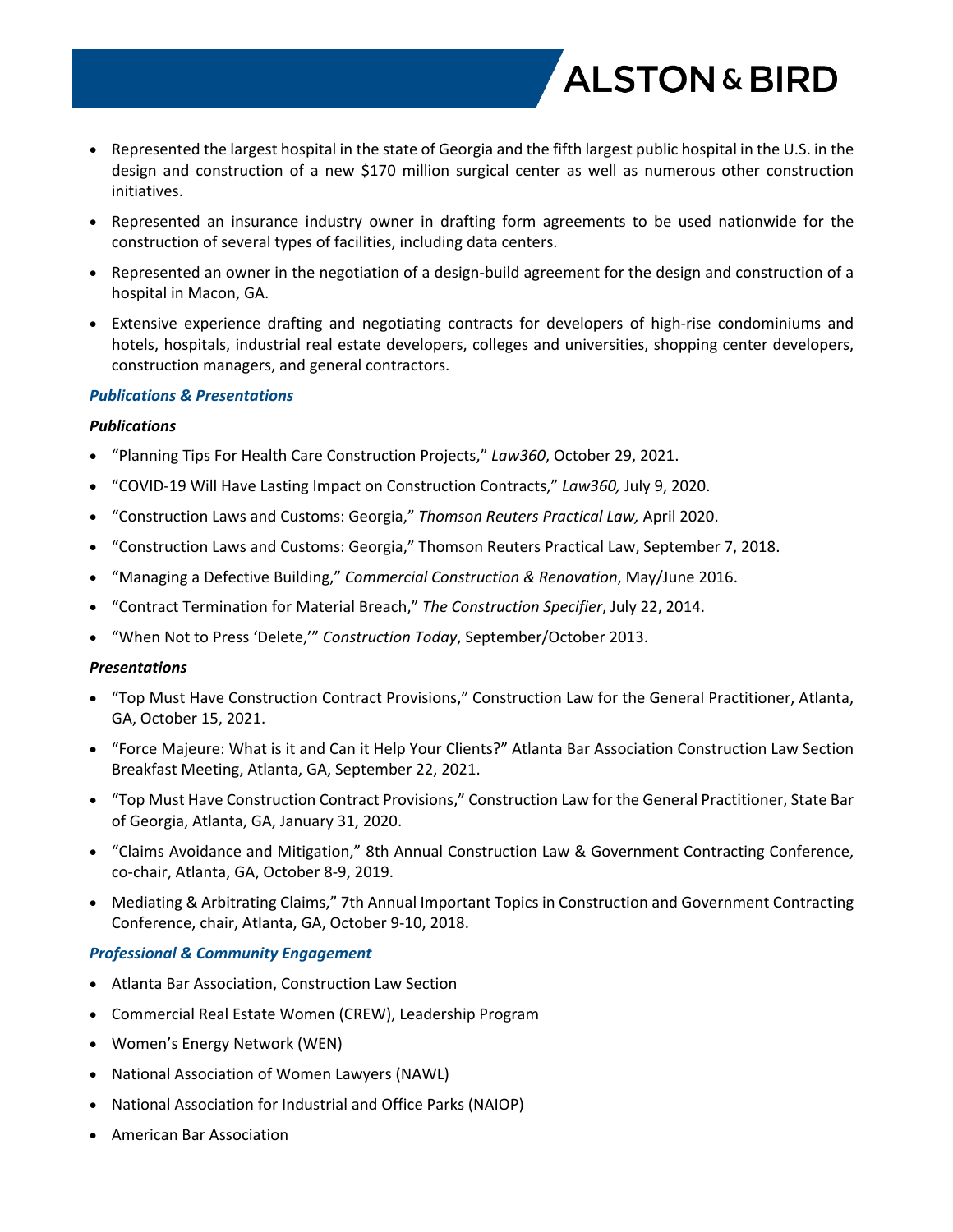- Represented the largest hospital in the state of Georgia and the fifth largest public hospital in the U.S. in the design and construction of a new $170 million surgical center as well as numerous other construction initiatives.
- Represented an insurance industry owner in drafting form agreements to be used nationwide for the construction of several types of facilities, including data centers.
- Represented an owner in the negotiation of a design-build agreement for the design and construction of a hospital in Macon, GA.
- Extensive experience drafting and negotiating contracts for developers of high-rise condominiums and hotels, hospitals, industrial real estate developers, colleges and universities, shopping center developers, construction managers, and general contractors.

***Publications & Presentations***

***Publications***

- "Planning Tips For Health Care Construction Projects," *Law360*, October 29, 2021.
- "COVID-19 Will Have Lasting Impact on Construction Contracts," *Law360,* July 9, 2020.
- "Construction Laws and Customs: Georgia," *Thomson Reuters Practical Law,* April 2020.
- "Construction Laws and Customs: Georgia," Thomson Reuters Practical Law, September 7, 2018.
- "Managing a Defective Building," *Commercial Construction & Renovation*, May/June 2016.
- "Contract Termination for Material Breach," *The Construction Specifier*, July 22, 2014.
- "When Not to Press 'Delete,'" *Construction Today*, September/October 2013.

***Presentations***

- "Top Must Have Construction Contract Provisions," Construction Law for the General Practitioner, Atlanta, GA, October 15, 2021.
- "Force Majeure: What is it and Can it Help Your Clients?" Atlanta Bar Association Construction Law Section Breakfast Meeting, Atlanta, GA, September 22, 2021.
- "Top Must Have Construction Contract Provisions," Construction Law for the General Practitioner, State Bar of Georgia, Atlanta, GA, January 31, 2020.
- "Claims Avoidance and Mitigation," 8th Annual Construction Law & Government Contracting Conference, co-chair, Atlanta, GA, October 8-9, 2019.
- Mediating & Arbitrating Claims," 7th Annual Important Topics in Construction and Government Contracting Conference, chair, Atlanta, GA, October 9-10, 2018.

***Professional & Community Engagement***

- Atlanta Bar Association, Construction Law Section
- Commercial Real Estate Women (CREW), Leadership Program
- Women's Energy Network (WEN)
- National Association of Women Lawyers (NAWL)
- National Association for Industrial and Office Parks (NAIOP)
- American Bar Association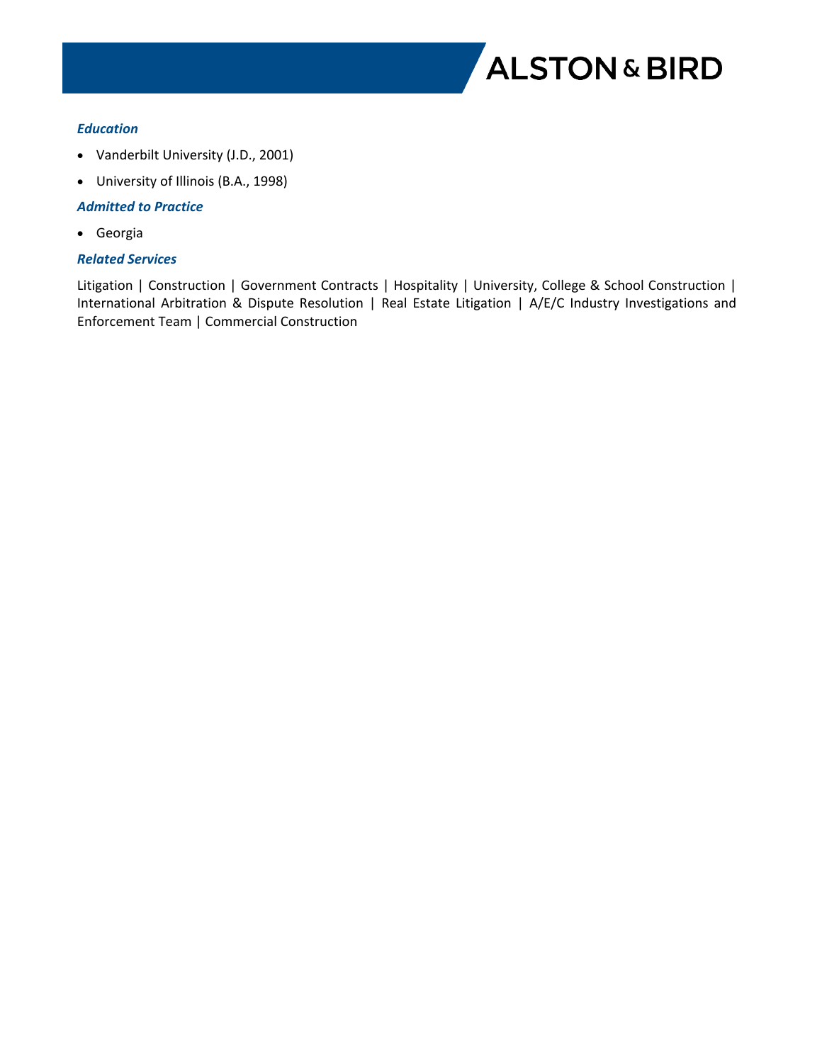### *Education*

- Vanderbilt University (J.D., 2001)
- University of Illinois (B.A., 1998)

### *Admitted to Practice*

- Georgia

### *Related Services*

Litigation | Construction | Government Contracts | Hospitality | University, College & School Construction | International Arbitration & Dispute Resolution | Real Estate Litigation | A/E/C Industry Investigations and Enforcement Team | Commercial Construction